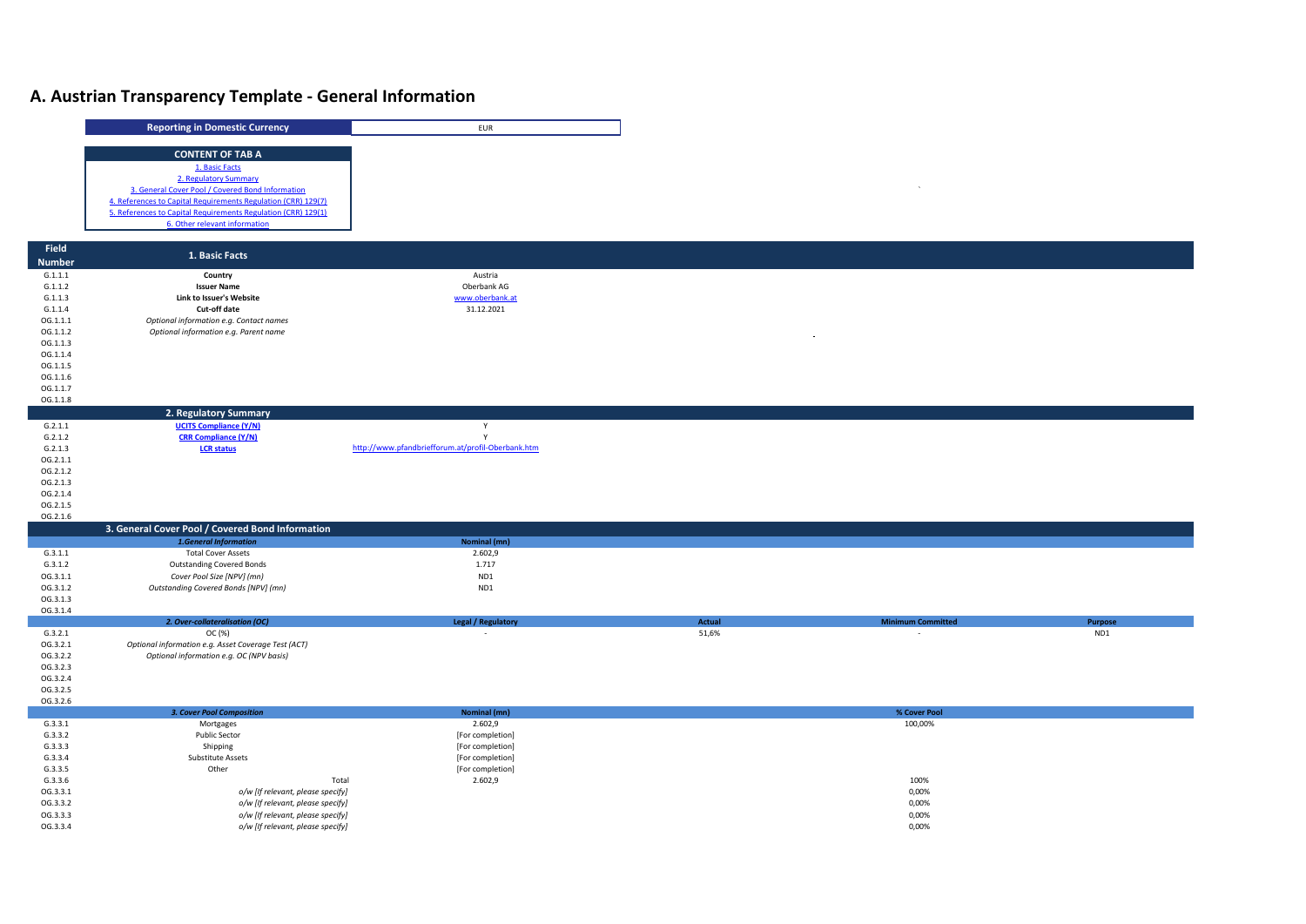# A. Austrian Transparency Template - General Information

| Reporting in Domestic Currency | EUR |
|---|---|

| CONTENT OF TAB A |
|---|
| 1. Basic Facts |
| 2. Regulatory Summary |
| 3. General Cover Pool / Covered Bond Information |
| 4. References to Capital Requirements Regulation (CRR) 129(7) |
| 5. References to Capital Requirements Regulation (CRR) 129(1) |
| 6. Other relevant information |

| Field Number | 1. Basic Facts | | | | |
|---|---|---|---|---|---|
| G.1.1.1 | **Country** | Austria | | | |
| G.1.1.2 | **Issuer Name** | Oberbank AG | | | |
| G.1.1.3 | **Link to Issuer's Website** | www.oberbank.at | | | |
| G.1.1.4 | **Cut-off date** | 31.12.2021 | | | |
| OG.1.1.1 | *Optional information e.g. Contact names* | | | | |
| OG.1.1.2 | *Optional information e.g. Parent name* | | | | |
| OG.1.1.3 | | | | | |
| OG.1.1.4 | | | | | |
| OG.1.1.5 | | | | | |
| OG.1.1.6 | | | | | |
| OG.1.1.7 | | | | | |
| OG.1.1.8 | | | | | |
| | **2. Regulatory Summary** | | | | |
| G.2.1.1 | **UCITS Compliance (Y/N)** | Y | | | |
| G.2.1.2 | **CRR Compliance (Y/N)** | Y | | | |
| G.2.1.3 | **LCR status** | http://www.pfandbriefforum.at/profil-Oberbank.htm | | | |
| OG.2.1.1 | | | | | |
| OG.2.1.2 | | | | | |
| OG.2.1.3 | | | | | |
| OG.2.1.4 | | | | | |
| OG.2.1.5 | | | | | |
| OG.2.1.6 | | | | | |
| | **3. General Cover Pool / Covered Bond Information** | | | | |
| | ***1.General Information*** | **Nominal (mn)** | | | |
| G.3.1.1 | Total Cover Assets | 2.602,9 | | | |
| G.3.1.2 | Outstanding Covered Bonds | 1.717 | | | |
| OG.3.1.1 | *Cover Pool Size [NPV] (mn)* | ND1 | | | |
| OG.3.1.2 | *Outstanding Covered Bonds [NPV] (mn)* | ND1 | | | |
| OG.3.1.3 | | | | | |
| OG.3.1.4 | | | | | |
| | ***2. Over-collateralisation (OC)*** | **Legal / Regulatory** | **Actual** | **Minimum Committed** | **Purpose** |
| G.3.2.1 | OC (%) | - | 51,6% | - | ND1 |
| OG.3.2.1 | *Optional information e.g. Asset Coverage Test (ACT)* | | | | |
| OG.3.2.2 | *Optional information e.g. OC (NPV basis)* | | | | |
| OG.3.2.3 | | | | | |
| OG.3.2.4 | | | | | |
| OG.3.2.5 | | | | | |
| OG.3.2.6 | | | | | |
| | ***3. Cover Pool Composition*** | **Nominal (mn)** | | **% Cover Pool** | |
| G.3.3.1 | Mortgages | 2.602,9 | | 100,00% | |
| G.3.3.2 | Public Sector | [For completion] | | | |
| G.3.3.3 | Shipping | [For completion] | | | |
| G.3.3.4 | Substitute Assets | [For completion] | | | |
| G.3.3.5 | Other | [For completion] | | | |
| G.3.3.6 | Total | 2.602,9 | | 100% | |
| OG.3.3.1 | *o/w [If relevant, please specify]* | | | 0,00% | |
| OG.3.3.2 | *o/w [If relevant, please specify]* | | | 0,00% | |
| OG.3.3.3 | *o/w [If relevant, please specify]* | | | 0,00% | |
| OG.3.3.4 | *o/w [If relevant, please specify]* | | | 0,00% | |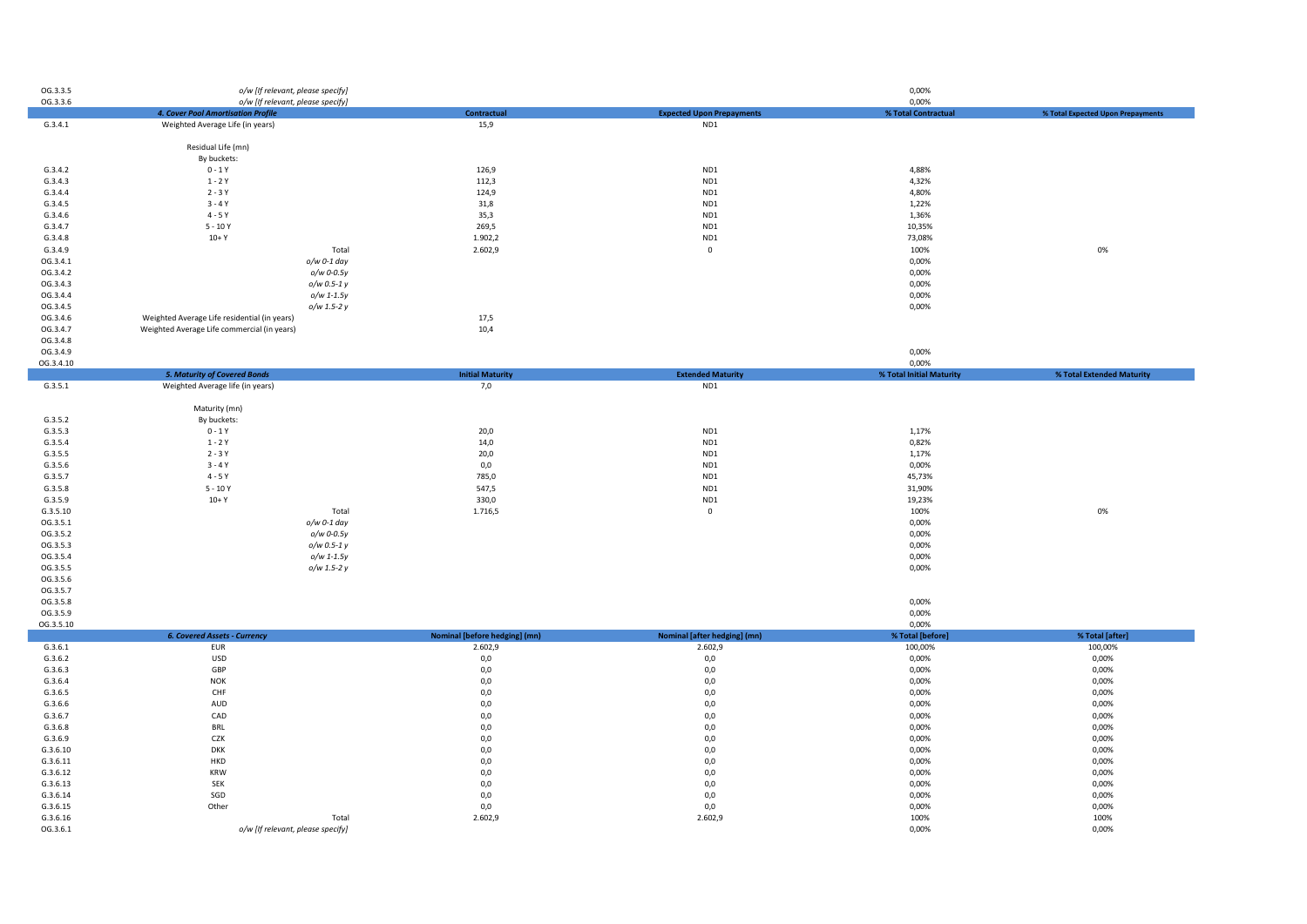| | | | | | |
|---|---|---|---|---|---|
| OG.3.3.5 | *o/w [If relevant, please specify]* | | | 0,00% | |
| OG.3.3.6 | *o/w [If relevant, please specify]* | | | 0,00% | |
| | ***4. Cover Pool Amortisation Profile*** | **Contractual** | **Expected Upon Prepayments** | **% Total Contractual** | **% Total Expected Upon Prepayments** |
| G.3.4.1 | Weighted Average Life (in years) | 15,9 | ND1 | | |
| | Residual Life (mn) | | | | |
| | By buckets: | | | | |
| G.3.4.2 | 0 - 1 Y | 126,9 | ND1 | 4,88% | |
| G.3.4.3 | 1 - 2 Y | 112,3 | ND1 | 4,32% | |
| G.3.4.4 | 2 - 3 Y | 124,9 | ND1 | 4,80% | |
| G.3.4.5 | 3 - 4 Y | 31,8 | ND1 | 1,22% | |
| G.3.4.6 | 4 - 5 Y | 35,3 | ND1 | 1,36% | |
| G.3.4.7 | 5 - 10 Y | 269,5 | ND1 | 10,35% | |
| G.3.4.8 | 10+ Y | 1.902,2 | ND1 | 73,08% | |
| G.3.4.9 | Total | 2.602,9 | 0 | 100% | 0% |
| OG.3.4.1 | *o/w 0-1 day* | | | 0,00% | |
| OG.3.4.2 | *o/w 0-0.5y* | | | 0,00% | |
| OG.3.4.3 | *o/w 0.5-1 y* | | | 0,00% | |
| OG.3.4.4 | *o/w 1-1.5y* | | | 0,00% | |
| OG.3.4.5 | *o/w 1.5-2 y* | | | 0,00% | |
| OG.3.4.6 | Weighted Average Life residential (in years) | 17,5 | | | |
| OG.3.4.7 | Weighted Average Life commercial (in years) | 10,4 | | | |
| OG.3.4.8 | | | | | |
| OG.3.4.9 | | | | 0,00% | |
| OG.3.4.10 | | | | 0,00% | |
| | ***5. Maturity of Covered Bonds*** | **Initial Maturity** | **Extended Maturity** | **% Total Initial Maturity** | **% Total Extended Maturity** |
| G.3.5.1 | Weighted Average life (in years) | 7,0 | ND1 | | |
| | Maturity (mn) | | | | |
| G.3.5.2 | By buckets: | | | | |
| G.3.5.3 | 0 - 1 Y | 20,0 | ND1 | 1,17% | |
| G.3.5.4 | 1 - 2 Y | 14,0 | ND1 | 0,82% | |
| G.3.5.5 | 2 - 3 Y | 20,0 | ND1 | 1,17% | |
| G.3.5.6 | 3 - 4 Y | 0,0 | ND1 | 0,00% | |
| G.3.5.7 | 4 - 5 Y | 785,0 | ND1 | 45,73% | |
| G.3.5.8 | 5 - 10 Y | 547,5 | ND1 | 31,90% | |
| G.3.5.9 | 10+ Y | 330,0 | ND1 | 19,23% | |
| G.3.5.10 | Total | 1.716,5 | 0 | 100% | 0% |
| OG.3.5.1 | *o/w 0-1 day* | | | 0,00% | |
| OG.3.5.2 | *o/w 0-0.5y* | | | 0,00% | |
| OG.3.5.3 | *o/w 0.5-1 y* | | | 0,00% | |
| OG.3.5.4 | *o/w 1-1.5y* | | | 0,00% | |
| OG.3.5.5 | *o/w 1.5-2 y* | | | 0,00% | |
| OG.3.5.6 | | | | | |
| OG.3.5.7 | | | | | |
| OG.3.5.8 | | | | 0,00% | |
| OG.3.5.9 | | | | 0,00% | |
| OG.3.5.10 | | | | 0,00% | |
| | ***6. Covered Assets - Currency*** | **Nominal [before hedging] (mn)** | **Nominal [after hedging] (mn)** | **% Total [before]** | **% Total [after]** |
| G.3.6.1 | EUR | 2.602,9 | 2.602,9 | 100,00% | 100,00% |
| G.3.6.2 | USD | 0,0 | 0,0 | 0,00% | 0,00% |
| G.3.6.3 | GBP | 0,0 | 0,0 | 0,00% | 0,00% |
| G.3.6.4 | NOK | 0,0 | 0,0 | 0,00% | 0,00% |
| G.3.6.5 | CHF | 0,0 | 0,0 | 0,00% | 0,00% |
| G.3.6.6 | AUD | 0,0 | 0,0 | 0,00% | 0,00% |
| G.3.6.7 | CAD | 0,0 | 0,0 | 0,00% | 0,00% |
| G.3.6.8 | BRL | 0,0 | 0,0 | 0,00% | 0,00% |
| G.3.6.9 | CZK | 0,0 | 0,0 | 0,00% | 0,00% |
| G.3.6.10 | DKK | 0,0 | 0,0 | 0,00% | 0,00% |
| G.3.6.11 | HKD | 0,0 | 0,0 | 0,00% | 0,00% |
| G.3.6.12 | KRW | 0,0 | 0,0 | 0,00% | 0,00% |
| G.3.6.13 | SEK | 0,0 | 0,0 | 0,00% | 0,00% |
| G.3.6.14 | SGD | 0,0 | 0,0 | 0,00% | 0,00% |
| G.3.6.15 | Other | 0,0 | 0,0 | 0,00% | 0,00% |
| G.3.6.16 | Total | 2.602,9 | 2.602,9 | 100% | 100% |
| OG.3.6.1 | *o/w [If relevant, please specify]* | | | 0,00% | 0,00% |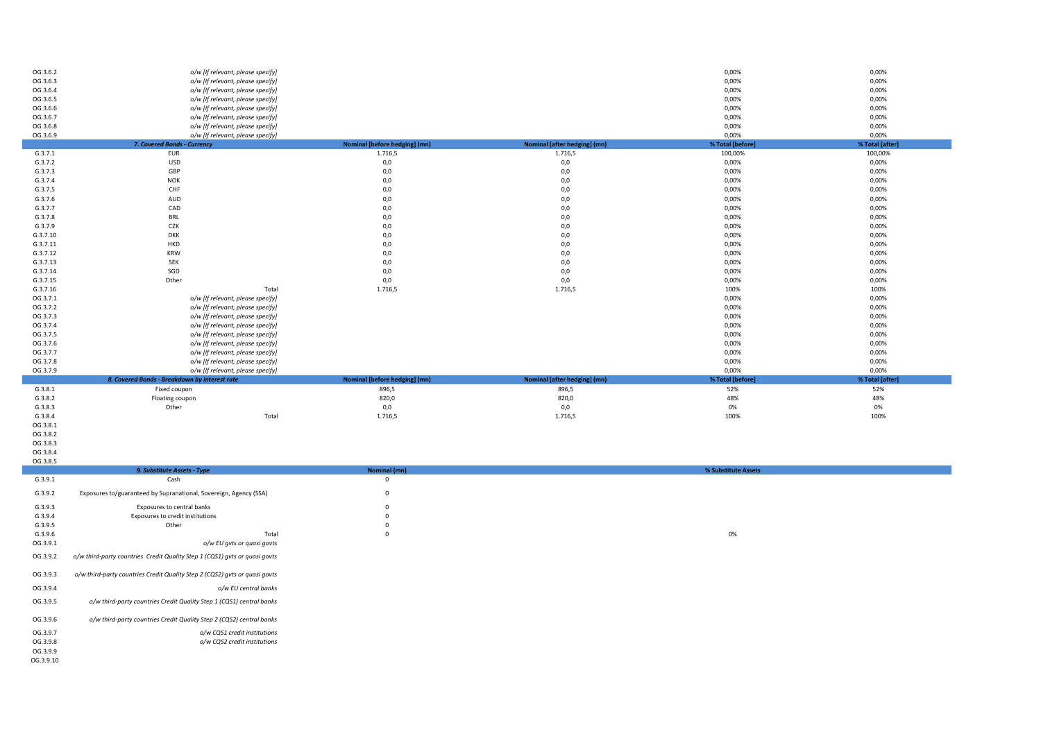| | | | | | |
|---|---|---|---|---|---|
| OG.3.6.2 | *o/w [If relevant, please specify]* | | | 0,00% | 0,00% |
| OG.3.6.3 | *o/w [If relevant, please specify]* | | | 0,00% | 0,00% |
| OG.3.6.4 | *o/w [If relevant, please specify]* | | | 0,00% | 0,00% |
| OG.3.6.5 | *o/w [If relevant, please specify]* | | | 0,00% | 0,00% |
| OG.3.6.6 | *o/w [If relevant, please specify]* | | | 0,00% | 0,00% |
| OG.3.6.7 | *o/w [If relevant, please specify]* | | | 0,00% | 0,00% |
| OG.3.6.8 | *o/w [If relevant, please specify]* | | | 0,00% | 0,00% |
| OG.3.6.9 | *o/w [If relevant, please specify]* | | | 0,00% | 0,00% |

| | 7. Covered Bonds - Currency | Nominal [before hedging] (mn) | Nominal [after hedging] (mn) | % Total [before] | % Total [after] |
|---|---|---|---|---|---|
| G.3.7.1 | EUR | 1.716,5 | 1.716,5 | 100,00% | 100,00% |
| G.3.7.2 | USD | 0,0 | 0,0 | 0,00% | 0,00% |
| G.3.7.3 | GBP | 0,0 | 0,0 | 0,00% | 0,00% |
| G.3.7.4 | NOK | 0,0 | 0,0 | 0,00% | 0,00% |
| G.3.7.5 | CHF | 0,0 | 0,0 | 0,00% | 0,00% |
| G.3.7.6 | AUD | 0,0 | 0,0 | 0,00% | 0,00% |
| G.3.7.7 | CAD | 0,0 | 0,0 | 0,00% | 0,00% |
| G.3.7.8 | BRL | 0,0 | 0,0 | 0,00% | 0,00% |
| G.3.7.9 | CZK | 0,0 | 0,0 | 0,00% | 0,00% |
| G.3.7.10 | DKK | 0,0 | 0,0 | 0,00% | 0,00% |
| G.3.7.11 | HKD | 0,0 | 0,0 | 0,00% | 0,00% |
| G.3.7.12 | KRW | 0,0 | 0,0 | 0,00% | 0,00% |
| G.3.7.13 | SEK | 0,0 | 0,0 | 0,00% | 0,00% |
| G.3.7.14 | SGD | 0,0 | 0,0 | 0,00% | 0,00% |
| G.3.7.15 | Other | 0,0 | 0,0 | 0,00% | 0,00% |
| G.3.7.16 | Total | 1.716,5 | 1.716,5 | 100% | 100% |
| OG.3.7.1 | *o/w [If relevant, please specify]* | | | 0,00% | 0,00% |
| OG.3.7.2 | *o/w [If relevant, please specify]* | | | 0,00% | 0,00% |
| OG.3.7.3 | *o/w [If relevant, please specify]* | | | 0,00% | 0,00% |
| OG.3.7.4 | *o/w [If relevant, please specify]* | | | 0,00% | 0,00% |
| OG.3.7.5 | *o/w [If relevant, please specify]* | | | 0,00% | 0,00% |
| OG.3.7.6 | *o/w [If relevant, please specify]* | | | 0,00% | 0,00% |
| OG.3.7.7 | *o/w [If relevant, please specify]* | | | 0,00% | 0,00% |
| OG.3.7.8 | *o/w [If relevant, please specify]* | | | 0,00% | 0,00% |
| OG.3.7.9 | *o/w [If relevant, please specify]* | | | 0,00% | 0,00% |

| | 8. Covered Bonds - Breakdown by interest rate | Nominal [before hedging] (mn) | Nominal [after hedging] (mn) | % Total [before] | % Total [after] |
|---|---|---|---|---|---|
| G.3.8.1 | Fixed coupon | 896,5 | 896,5 | 52% | 52% |
| G.3.8.2 | Floating coupon | 820,0 | 820,0 | 48% | 48% |
| G.3.8.3 | Other | 0,0 | 0,0 | 0% | 0% |
| G.3.8.4 | Total | 1.716,5 | 1.716,5 | 100% | 100% |
| OG.3.8.1 | | | | | |
| OG.3.8.2 | | | | | |
| OG.3.8.3 | | | | | |
| OG.3.8.4 | | | | | |
| OG.3.8.5 | | | | | |

| | 9. Substitute Assets - Type | Nominal (mn) | % Substitute Assets |
|---|---|---|---|
| G.3.9.1 | Cash | 0 | |
| G.3.9.2 | Exposures to/guaranteed by Supranational, Sovereign, Agency (SSA) | 0 | |
| G.3.9.3 | Exposures to central banks | 0 | |
| G.3.9.4 | Exposures to credit institutions | 0 | |
| G.3.9.5 | Other | 0 | |
| G.3.9.6 | Total | 0 | 0% |
| OG.3.9.1 | *o/w EU gvts or quasi govts* | | |
| OG.3.9.2 | *o/w third-party countries Credit Quality Step 1 (CQS1) gvts or quasi govts* | | |
| OG.3.9.3 | *o/w third-party countries Credit Quality Step 2 (CQS2) gvts or quasi govts* | | |
| OG.3.9.4 | *o/w EU central banks* | | |
| OG.3.9.5 | *o/w third-party countries Credit Quality Step 1 (CQS1) central banks* | | |
| OG.3.9.6 | *o/w third-party countries Credit Quality Step 2 (CQS2) central banks* | | |
| OG.3.9.7 | *o/w CQS1 credit institutions* | | |
| OG.3.9.8 | *o/w CQS2 credit institutions* | | |
| OG.3.9.9 | | | |
| OG.3.9.10 | | | |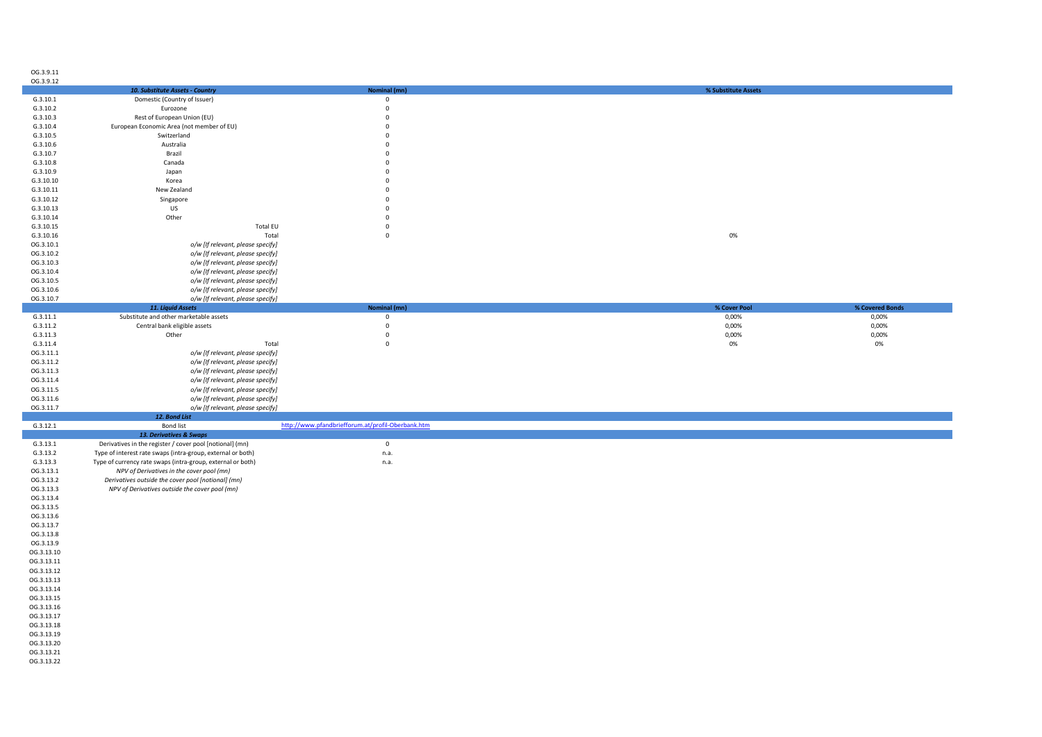OG.3.9.11
OG.3.9.12

| | 10. Substitute Assets - Country | Nominal (mn) | % Substitute Assets | |
|---|---|---|---|---|
| G.3.10.1 | Domestic (Country of Issuer) | 0 | | |
| G.3.10.2 | Eurozone | 0 | | |
| G.3.10.3 | Rest of European Union (EU) | 0 | | |
| G.3.10.4 | European Economic Area (not member of EU) | 0 | | |
| G.3.10.5 | Switzerland | 0 | | |
| G.3.10.6 | Australia | 0 | | |
| G.3.10.7 | Brazil | 0 | | |
| G.3.10.8 | Canada | 0 | | |
| G.3.10.9 | Japan | 0 | | |
| G.3.10.10 | Korea | 0 | | |
| G.3.10.11 | New Zealand | 0 | | |
| G.3.10.12 | Singapore | 0 | | |
| G.3.10.13 | US | 0 | | |
| G.3.10.14 | Other | 0 | | |
| G.3.10.15 | Total EU | 0 | | |
| G.3.10.16 | Total | 0 | 0% | |
| OG.3.10.1 | *o/w [If relevant, please specify]* | | | |
| OG.3.10.2 | *o/w [If relevant, please specify]* | | | |
| OG.3.10.3 | *o/w [If relevant, please specify]* | | | |
| OG.3.10.4 | *o/w [If relevant, please specify]* | | | |
| OG.3.10.5 | *o/w [If relevant, please specify]* | | | |
| OG.3.10.6 | *o/w [If relevant, please specify]* | | | |
| OG.3.10.7 | *o/w [If relevant, please specify]* | | | |
| | **11. Liquid Assets** | **Nominal (mn)** | **% Cover Pool** | **% Covered Bonds** |
| G.3.11.1 | Substitute and other marketable assets | 0 | 0,00% | 0,00% |
| G.3.11.2 | Central bank eligible assets | 0 | 0,00% | 0,00% |
| G.3.11.3 | Other | 0 | 0,00% | 0,00% |
| G.3.11.4 | Total | 0 | 0% | 0% |
| OG.3.11.1 | *o/w [If relevant, please specify]* | | | |
| OG.3.11.2 | *o/w [If relevant, please specify]* | | | |
| OG.3.11.3 | *o/w [If relevant, please specify]* | | | |
| OG.3.11.4 | *o/w [If relevant, please specify]* | | | |
| OG.3.11.5 | *o/w [If relevant, please specify]* | | | |
| OG.3.11.6 | *o/w [If relevant, please specify]* | | | |
| OG.3.11.7 | *o/w [If relevant, please specify]* | | | |
| | **12. Bond List** | | | |
| G.3.12.1 | Bond list | http://www.pfandbriefforum.at/profil-Oberbank.htm | | |
| | **13. Derivatives & Swaps** | | | |
| G.3.13.1 | Derivatives in the register / cover pool [notional] (mn) | 0 | | |
| G.3.13.2 | Type of interest rate swaps (intra-group, external or both) | n.a. | | |
| G.3.13.3 | Type of currency rate swaps (intra-group, external or both) | n.a. | | |
| OG.3.13.1 | *NPV of Derivatives in the cover pool (mn)* | | | |
| OG.3.13.2 | *Derivatives outside the cover pool [notional] (mn)* | | | |
| OG.3.13.3 | *NPV of Derivatives outside the cover pool (mn)* | | | |
| OG.3.13.4 | | | | |
| OG.3.13.5 | | | | |
| OG.3.13.6 | | | | |
| OG.3.13.7 | | | | |
| OG.3.13.8 | | | | |
| OG.3.13.9 | | | | |
| OG.3.13.10 | | | | |
| OG.3.13.11 | | | | |
| OG.3.13.12 | | | | |
| OG.3.13.13 | | | | |
| OG.3.13.14 | | | | |
| OG.3.13.15 | | | | |
| OG.3.13.16 | | | | |
| OG.3.13.17 | | | | |
| OG.3.13.18 | | | | |
| OG.3.13.19 | | | | |
| OG.3.13.20 | | | | |
| OG.3.13.21 | | | | |
| OG.3.13.22 | | | | |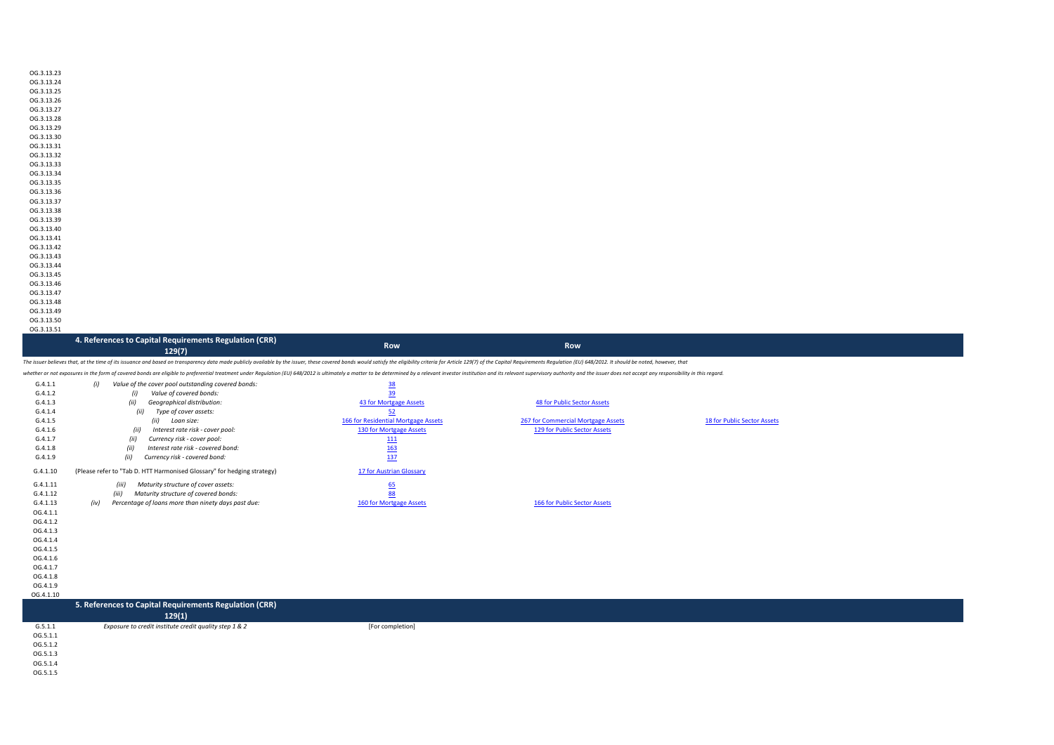| | | | | |
|---|---|---|---|---|
| OG.3.13.23 | | | | |
| OG.3.13.24 | | | | |
| OG.3.13.25 | | | | |
| OG.3.13.26 | | | | |
| OG.3.13.27 | | | | |
| OG.3.13.28 | | | | |
| OG.3.13.29 | | | | |
| OG.3.13.30 | | | | |
| OG.3.13.31 | | | | |
| OG.3.13.32 | | | | |
| OG.3.13.33 | | | | |
| OG.3.13.34 | | | | |
| OG.3.13.35 | | | | |
| OG.3.13.36 | | | | |
| OG.3.13.37 | | | | |
| OG.3.13.38 | | | | |
| OG.3.13.39 | | | | |
| OG.3.13.40 | | | | |
| OG.3.13.41 | | | | |
| OG.3.13.42 | | | | |
| OG.3.13.43 | | | | |
| OG.3.13.44 | | | | |
| OG.3.13.45 | | | | |
| OG.3.13.46 | | | | |
| OG.3.13.47 | | | | |
| OG.3.13.48 | | | | |
| OG.3.13.49 | | | | |
| OG.3.13.50 | | | | |
| OG.3.13.51 | | | | |

| | 4. References to Capital Requirements Regulation (CRR) 129(7) | Row | Row | |
|---|---|---|---|---|

*The issuer believes that, at the time of its issuance and based on transparency data made publicly available by the issuer, these covered bonds would satisfy the eligibility criteria for Article 129(7) of the Capital Requirements Regulation (EU) 648/2012. It should be noted, however, that whether or not exposures in the form of covered bonds are eligible to preferential treatment under Regulation (EU) 648/2012 is ultimately a matter to be determined by a relevant investor institution and its relevant supervisory authority and the issuer does not accept any responsibility in this regard.*

| | | | | |
|---|---|---|---|---|
| G.4.1.1 | *(i) Value of the cover pool outstanding covered bonds:* | 38 | | |
| G.4.1.2 | *(i) Value of covered bonds:* | 39 | | |
| G.4.1.3 | *(ii) Geographical distribution:* | 43 for Mortgage Assets | 48 for Public Sector Assets | |
| G.4.1.4 | *(ii) Type of cover assets:* | 52 | | |
| G.4.1.5 | *(ii) Loan size:* | 166 for Residential Mortgage Assets | 267 for Commercial Mortgage Assets | 18 for Public Sector Assets |
| G.4.1.6 | *(ii) Interest rate risk - cover pool:* | 130 for Mortgage Assets | 129 for Public Sector Assets | |
| G.4.1.7 | *(ii) Currency risk - cover pool:* | 111 | | |
| G.4.1.8 | *(ii) Interest rate risk - covered bond:* | 163 | | |
| G.4.1.9 | *(ii) Currency risk - covered bond:* | 137 | | |
| G.4.1.10 | (Please refer to "Tab D. HTT Harmonised Glossary" for hedging strategy) | 17 for Austrian Glossary | | |
| G.4.1.11 | *(iii) Maturity structure of cover assets:* | 65 | | |
| G.4.1.12 | *(iii) Maturity structure of covered bonds:* | 88 | | |
| G.4.1.13 | *(iv) Percentage of loans more than ninety days past due:* | 160 for Mortgage Assets | 166 for Public Sector Assets | |
| OG.4.1.1 | | | | |
| OG.4.1.2 | | | | |
| OG.4.1.3 | | | | |
| OG.4.1.4 | | | | |
| OG.4.1.5 | | | | |
| OG.4.1.6 | | | | |
| OG.4.1.7 | | | | |
| OG.4.1.8 | | | | |
| OG.4.1.9 | | | | |
| OG.4.1.10 | | | | |

| | 5. References to Capital Requirements Regulation (CRR) 129(1) | |
|---|---|---|
| G.5.1.1 | *Exposure to credit institute credit quality step 1 & 2* | [For completion] |
| OG.5.1.1 | | |
| OG.5.1.2 | | |
| OG.5.1.3 | | |
| OG.5.1.4 | | |
| OG.5.1.5 | | |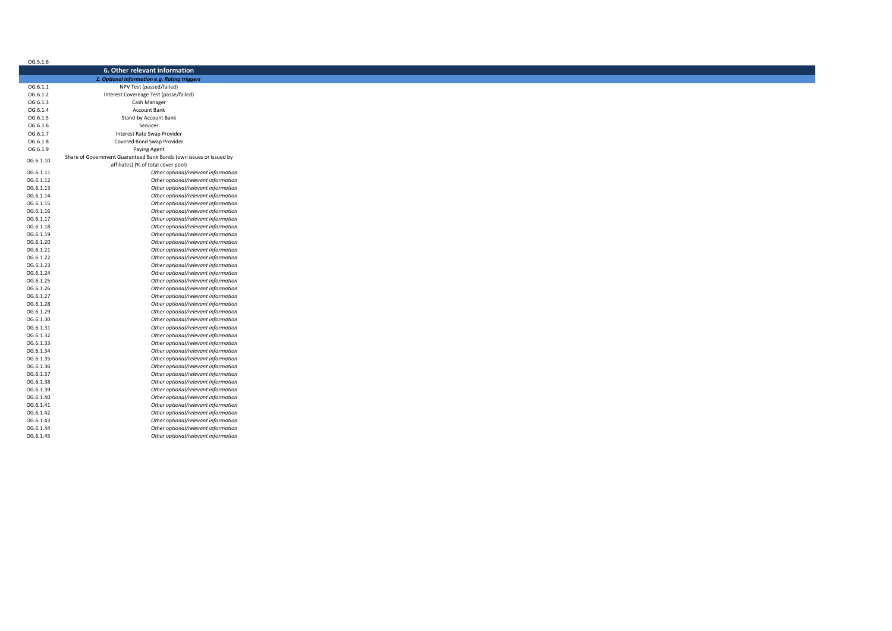OG.5.1.6

## 6. Other relevant information

| | *1. Optional information e.g. Rating triggers* |
|---|---|
| OG.6.1.1 | NPV Test (passed/failed) |
| OG.6.1.2 | Interest Covereage Test (passe/failed) |
| OG.6.1.3 | Cash Manager |
| OG.6.1.4 | Account Bank |
| OG.6.1.5 | Stand-by Account Bank |
| OG.6.1.6 | Servicer |
| OG.6.1.7 | Interest Rate Swap Provider |
| OG.6.1.8 | Covered Bond Swap Provider |
| OG.6.1.9 | Paying Agent |
| OG.6.1.10 | Share of Government Guaranteed Bank Bonds (own issues or issued by affiliates) (% of total cover pool) |
| OG.6.1.11 | *Other optional/relevant information* |
| OG.6.1.12 | *Other optional/relevant information* |
| OG.6.1.13 | *Other optional/relevant information* |
| OG.6.1.14 | *Other optional/relevant information* |
| OG.6.1.15 | *Other optional/relevant information* |
| OG.6.1.16 | *Other optional/relevant information* |
| OG.6.1.17 | *Other optional/relevant information* |
| OG.6.1.18 | *Other optional/relevant information* |
| OG.6.1.19 | *Other optional/relevant information* |
| OG.6.1.20 | *Other optional/relevant information* |
| OG.6.1.21 | *Other optional/relevant information* |
| OG.6.1.22 | *Other optional/relevant information* |
| OG.6.1.23 | *Other optional/relevant information* |
| OG.6.1.24 | *Other optional/relevant information* |
| OG.6.1.25 | *Other optional/relevant information* |
| OG.6.1.26 | *Other optional/relevant information* |
| OG.6.1.27 | *Other optional/relevant information* |
| OG.6.1.28 | *Other optional/relevant information* |
| OG.6.1.29 | *Other optional/relevant information* |
| OG.6.1.30 | *Other optional/relevant information* |
| OG.6.1.31 | *Other optional/relevant information* |
| OG.6.1.32 | *Other optional/relevant information* |
| OG.6.1.33 | *Other optional/relevant information* |
| OG.6.1.34 | *Other optional/relevant information* |
| OG.6.1.35 | *Other optional/relevant information* |
| OG.6.1.36 | *Other optional/relevant information* |
| OG.6.1.37 | *Other optional/relevant information* |
| OG.6.1.38 | *Other optional/relevant information* |
| OG.6.1.39 | *Other optional/relevant information* |
| OG.6.1.40 | *Other optional/relevant information* |
| OG.6.1.41 | *Other optional/relevant information* |
| OG.6.1.42 | *Other optional/relevant information* |
| OG.6.1.43 | *Other optional/relevant information* |
| OG.6.1.44 | *Other optional/relevant information* |
| OG.6.1.45 | *Other optional/relevant information* |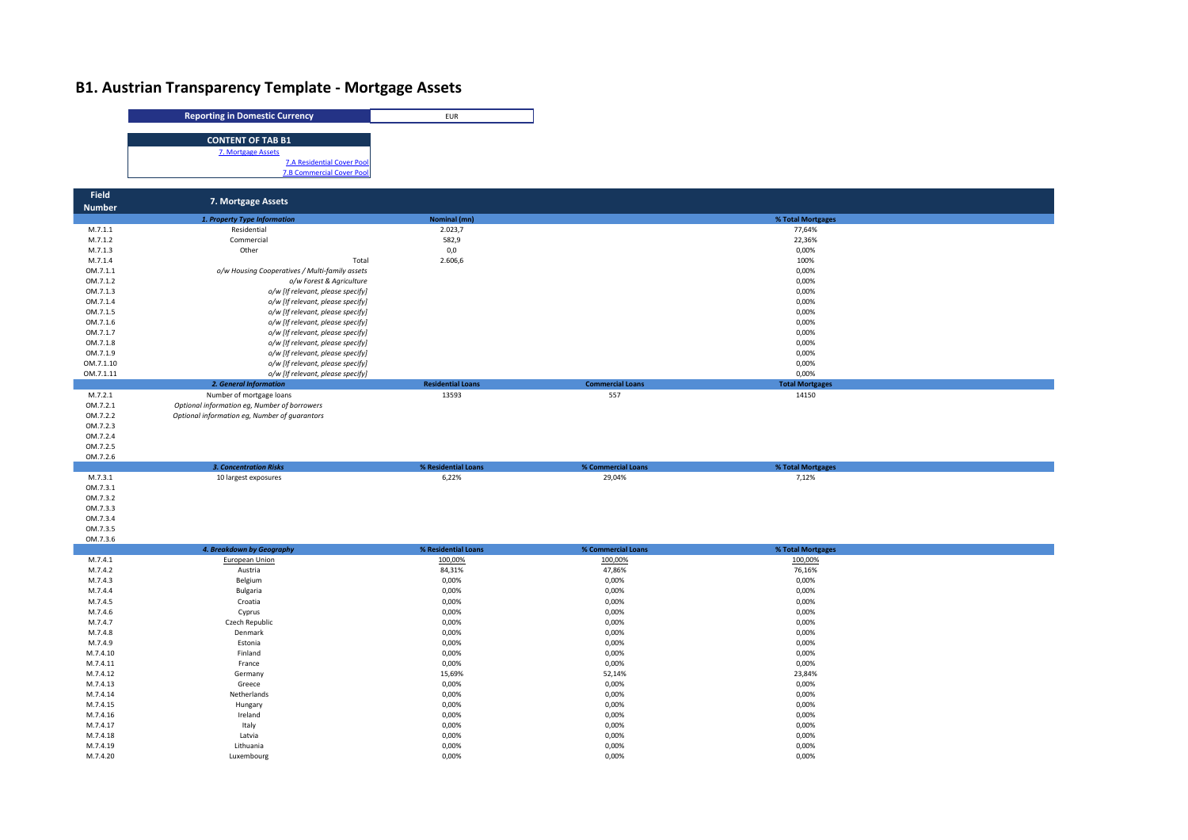# B1. Austrian Transparency Template - Mortgage Assets

| Reporting in Domestic Currency | EUR |
|---|---|

| CONTENT OF TAB B1 |
|---|
| 7. Mortgage Assets |
| 7.A Residential Cover Pool |
| 7.B Commercial Cover Pool |

| Field Number | 7. Mortgage Assets | | | |
|---|---|---|---|---|
| | ***1. Property Type Information*** | **Nominal (mn)** | | **% Total Mortgages** |
| M.7.1.1 | Residential | 2.023,7 | | 77,64% |
| M.7.1.2 | Commercial | 582,9 | | 22,36% |
| M.7.1.3 | Other | 0,0 | | 0,00% |
| M.7.1.4 | Total | 2.606,6 | | 100% |
| OM.7.1.1 | *o/w Housing Cooperatives / Multi-family assets* | | | 0,00% |
| OM.7.1.2 | *o/w Forest & Agriculture* | | | 0,00% |
| OM.7.1.3 | *o/w [If relevant, please specify]* | | | 0,00% |
| OM.7.1.4 | *o/w [If relevant, please specify]* | | | 0,00% |
| OM.7.1.5 | *o/w [If relevant, please specify]* | | | 0,00% |
| OM.7.1.6 | *o/w [If relevant, please specify]* | | | 0,00% |
| OM.7.1.7 | *o/w [If relevant, please specify]* | | | 0,00% |
| OM.7.1.8 | *o/w [If relevant, please specify]* | | | 0,00% |
| OM.7.1.9 | *o/w [If relevant, please specify]* | | | 0,00% |
| OM.7.1.10 | *o/w [If relevant, please specify]* | | | 0,00% |
| OM.7.1.11 | *o/w [If relevant, please specify]* | | | 0,00% |
| | ***2. General Information*** | **Residential Loans** | **Commercial Loans** | **Total Mortgages** |
| M.7.2.1 | Number of mortgage loans | 13593 | 557 | 14150 |
| OM.7.2.1 | *Optional information eg, Number of borrowers* | | | |
| OM.7.2.2 | *Optional information eg, Number of guarantors* | | | |
| OM.7.2.3 | | | | |
| OM.7.2.4 | | | | |
| OM.7.2.5 | | | | |
| OM.7.2.6 | | | | |
| | ***3. Concentration Risks*** | **% Residential Loans** | **% Commercial Loans** | **% Total Mortgages** |
| M.7.3.1 | 10 largest exposures | 6,22% | 29,04% | 7,12% |
| OM.7.3.1 | | | | |
| OM.7.3.2 | | | | |
| OM.7.3.3 | | | | |
| OM.7.3.4 | | | | |
| OM.7.3.5 | | | | |
| OM.7.3.6 | | | | |
| | ***4. Breakdown by Geography*** | **% Residential Loans** | **% Commercial Loans** | **% Total Mortgages** |
| M.7.4.1 | European Union | 100,00% | 100,00% | 100,00% |
| M.7.4.2 | Austria | 84,31% | 47,86% | 76,16% |
| M.7.4.3 | Belgium | 0,00% | 0,00% | 0,00% |
| M.7.4.4 | Bulgaria | 0,00% | 0,00% | 0,00% |
| M.7.4.5 | Croatia | 0,00% | 0,00% | 0,00% |
| M.7.4.6 | Cyprus | 0,00% | 0,00% | 0,00% |
| M.7.4.7 | Czech Republic | 0,00% | 0,00% | 0,00% |
| M.7.4.8 | Denmark | 0,00% | 0,00% | 0,00% |
| M.7.4.9 | Estonia | 0,00% | 0,00% | 0,00% |
| M.7.4.10 | Finland | 0,00% | 0,00% | 0,00% |
| M.7.4.11 | France | 0,00% | 0,00% | 0,00% |
| M.7.4.12 | Germany | 15,69% | 52,14% | 23,84% |
| M.7.4.13 | Greece | 0,00% | 0,00% | 0,00% |
| M.7.4.14 | Netherlands | 0,00% | 0,00% | 0,00% |
| M.7.4.15 | Hungary | 0,00% | 0,00% | 0,00% |
| M.7.4.16 | Ireland | 0,00% | 0,00% | 0,00% |
| M.7.4.17 | Italy | 0,00% | 0,00% | 0,00% |
| M.7.4.18 | Latvia | 0,00% | 0,00% | 0,00% |
| M.7.4.19 | Lithuania | 0,00% | 0,00% | 0,00% |
| M.7.4.20 | Luxembourg | 0,00% | 0,00% | 0,00% |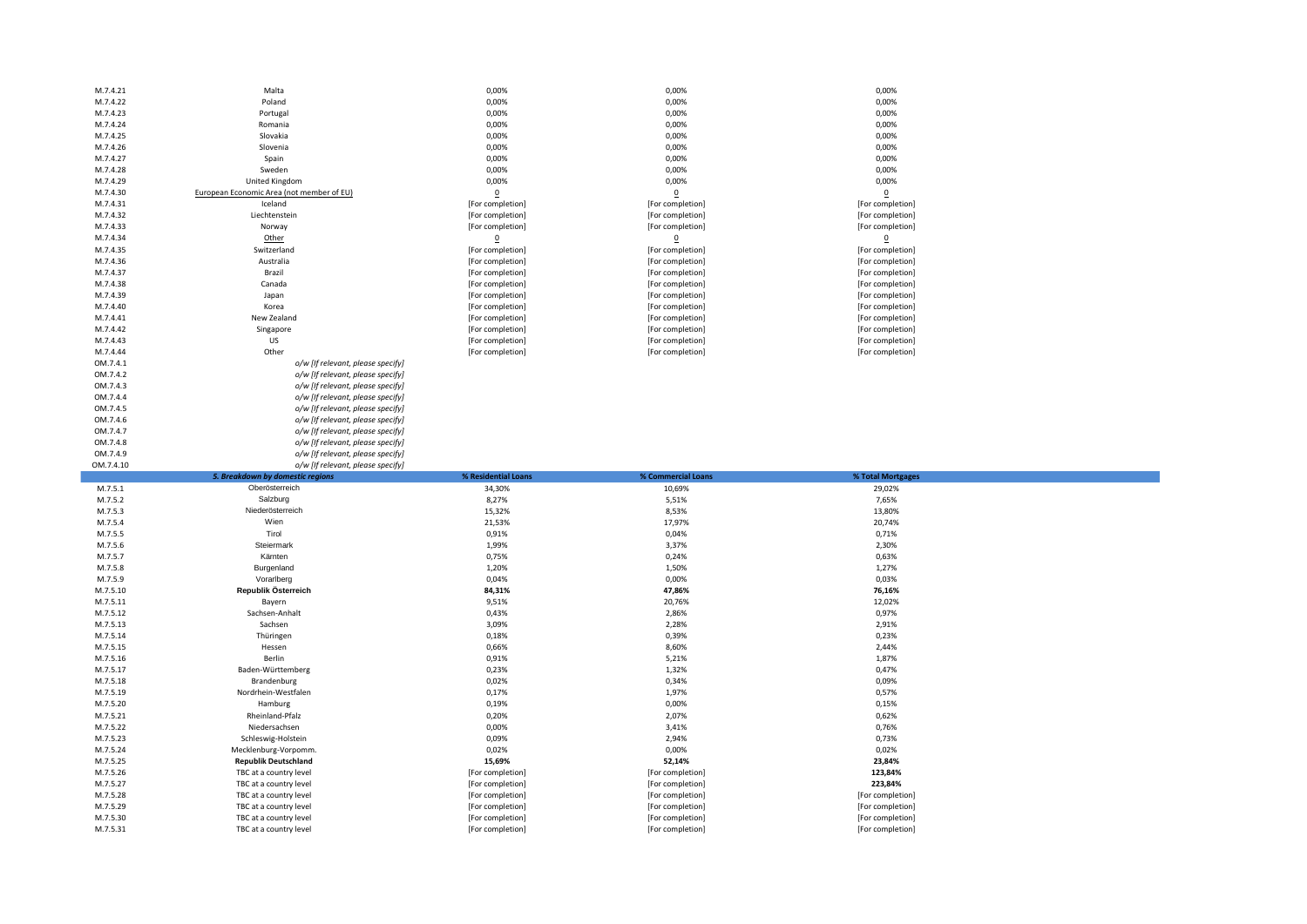| | | | | |
|---|---|---|---|---|
| M.7.4.21 | Malta | 0,00% | 0,00% | 0,00% |
| M.7.4.22 | Poland | 0,00% | 0,00% | 0,00% |
| M.7.4.23 | Portugal | 0,00% | 0,00% | 0,00% |
| M.7.4.24 | Romania | 0,00% | 0,00% | 0,00% |
| M.7.4.25 | Slovakia | 0,00% | 0,00% | 0,00% |
| M.7.4.26 | Slovenia | 0,00% | 0,00% | 0,00% |
| M.7.4.27 | Spain | 0,00% | 0,00% | 0,00% |
| M.7.4.28 | Sweden | 0,00% | 0,00% | 0,00% |
| M.7.4.29 | United Kingdom | 0,00% | 0,00% | 0,00% |
| M.7.4.30 | European Economic Area (not member of EU) | 0 | 0 | 0 |
| M.7.4.31 | Iceland | [For completion] | [For completion] | [For completion] |
| M.7.4.32 | Liechtenstein | [For completion] | [For completion] | [For completion] |
| M.7.4.33 | Norway | [For completion] | [For completion] | [For completion] |
| M.7.4.34 | Other | 0 | 0 | 0 |
| M.7.4.35 | Switzerland | [For completion] | [For completion] | [For completion] |
| M.7.4.36 | Australia | [For completion] | [For completion] | [For completion] |
| M.7.4.37 | Brazil | [For completion] | [For completion] | [For completion] |
| M.7.4.38 | Canada | [For completion] | [For completion] | [For completion] |
| M.7.4.39 | Japan | [For completion] | [For completion] | [For completion] |
| M.7.4.40 | Korea | [For completion] | [For completion] | [For completion] |
| M.7.4.41 | New Zealand | [For completion] | [For completion] | [For completion] |
| M.7.4.42 | Singapore | [For completion] | [For completion] | [For completion] |
| M.7.4.43 | US | [For completion] | [For completion] | [For completion] |
| M.7.4.44 | Other | [For completion] | [For completion] | [For completion] |
| OM.7.4.1 | *o/w [If relevant, please specify]* | | | |
| OM.7.4.2 | *o/w [If relevant, please specify]* | | | |
| OM.7.4.3 | *o/w [If relevant, please specify]* | | | |
| OM.7.4.4 | *o/w [If relevant, please specify]* | | | |
| OM.7.4.5 | *o/w [If relevant, please specify]* | | | |
| OM.7.4.6 | *o/w [If relevant, please specify]* | | | |
| OM.7.4.7 | *o/w [If relevant, please specify]* | | | |
| OM.7.4.8 | *o/w [If relevant, please specify]* | | | |
| OM.7.4.9 | *o/w [If relevant, please specify]* | | | |
| OM.7.4.10 | *o/w [If relevant, please specify]* | | | |

| | 5. Breakdown by domestic regions | % Residential Loans | % Commercial Loans | % Total Mortgages |
|---|---|---|---|---|
| M.7.5.1 | Oberösterreich | 34,30% | 10,69% | 29,02% |
| M.7.5.2 | Salzburg | 8,27% | 5,51% | 7,65% |
| M.7.5.3 | Niederösterreich | 15,32% | 8,53% | 13,80% |
| M.7.5.4 | Wien | 21,53% | 17,97% | 20,74% |
| M.7.5.5 | Tirol | 0,91% | 0,04% | 0,71% |
| M.7.5.6 | Steiermark | 1,99% | 3,37% | 2,30% |
| M.7.5.7 | Kärnten | 0,75% | 0,24% | 0,63% |
| M.7.5.8 | Burgenland | 1,20% | 1,50% | 1,27% |
| M.7.5.9 | Vorarlberg | 0,04% | 0,00% | 0,03% |
| M.7.5.10 | **Republik Österreich** | **84,31%** | **47,86%** | **76,16%** |
| M.7.5.11 | Bayern | 9,51% | 20,76% | 12,02% |
| M.7.5.12 | Sachsen-Anhalt | 0,43% | 2,86% | 0,97% |
| M.7.5.13 | Sachsen | 3,09% | 2,28% | 2,91% |
| M.7.5.14 | Thüringen | 0,18% | 0,39% | 0,23% |
| M.7.5.15 | Hessen | 0,66% | 8,60% | 2,44% |
| M.7.5.16 | Berlin | 0,91% | 5,21% | 1,87% |
| M.7.5.17 | Baden-Württemberg | 0,23% | 1,32% | 0,47% |
| M.7.5.18 | Brandenburg | 0,02% | 0,34% | 0,09% |
| M.7.5.19 | Nordrhein-Westfalen | 0,17% | 1,97% | 0,57% |
| M.7.5.20 | Hamburg | 0,19% | 0,00% | 0,15% |
| M.7.5.21 | Rheinland-Pfalz | 0,20% | 2,07% | 0,62% |
| M.7.5.22 | Niedersachsen | 0,00% | 3,41% | 0,76% |
| M.7.5.23 | Schleswig-Holstein | 0,09% | 2,94% | 0,73% |
| M.7.5.24 | Mecklenburg-Vorpomm. | 0,02% | 0,00% | 0,02% |
| M.7.5.25 | **Republik Deutschland** | **15,69%** | **52,14%** | **23,84%** |
| M.7.5.26 | TBC at a country level | [For completion] | [For completion] | **123,84%** |
| M.7.5.27 | TBC at a country level | [For completion] | [For completion] | **223,84%** |
| M.7.5.28 | TBC at a country level | [For completion] | [For completion] | [For completion] |
| M.7.5.29 | TBC at a country level | [For completion] | [For completion] | [For completion] |
| M.7.5.30 | TBC at a country level | [For completion] | [For completion] | [For completion] |
| M.7.5.31 | TBC at a country level | [For completion] | [For completion] | [For completion] |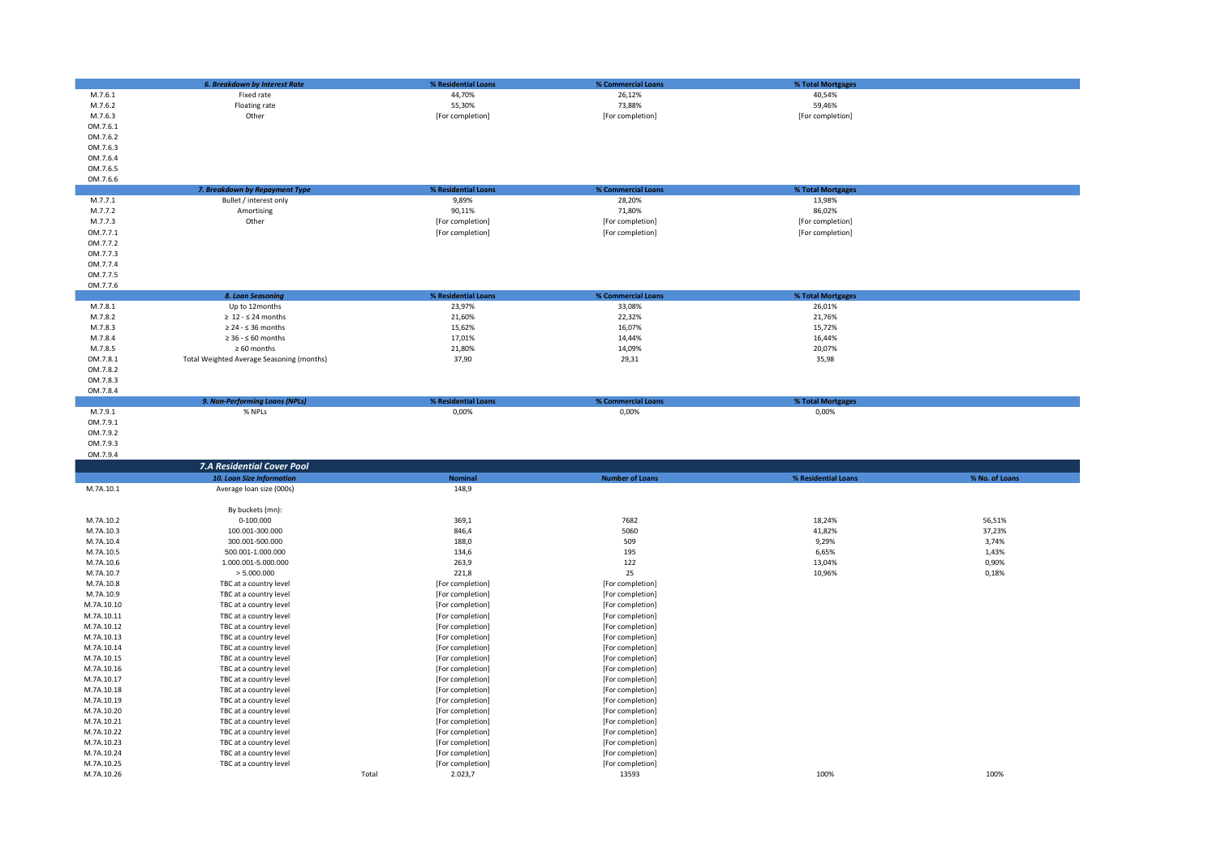| | 6. Breakdown by Interest Rate | % Residential Loans | % Commercial Loans | % Total Mortgages |
|---|---|---|---|---|
| M.7.6.1 | Fixed rate | 44,70% | 26,12% | 40,54% |
| M.7.6.2 | Floating rate | 55,30% | 73,88% | 59,46% |
| M.7.6.3 | Other | [For completion] | [For completion] | [For completion] |
| OM.7.6.1 | | | | |
| OM.7.6.2 | | | | |
| OM.7.6.3 | | | | |
| OM.7.6.4 | | | | |
| OM.7.6.5 | | | | |
| OM.7.6.6 | | | | |

| | 7. Breakdown by Repayment Type | % Residential Loans | % Commercial Loans | % Total Mortgages |
|---|---|---|---|---|
| M.7.7.1 | Bullet / interest only | 9,89% | 28,20% | 13,98% |
| M.7.7.2 | Amortising | 90,11% | 71,80% | 86,02% |
| M.7.7.3 | Other | [For completion] | [For completion] | [For completion] |
| OM.7.7.1 | | [For completion] | [For completion] | [For completion] |
| OM.7.7.2 | | | | |
| OM.7.7.3 | | | | |
| OM.7.7.4 | | | | |
| OM.7.7.5 | | | | |
| OM.7.7.6 | | | | |

| | 8. Loan Seasoning | % Residential Loans | % Commercial Loans | % Total Mortgages |
|---|---|---|---|---|
| M.7.8.1 | Up to 12months | 23,97% | 33,08% | 26,01% |
| M.7.8.2 | ≥ 12 - ≤ 24 months | 21,60% | 22,32% | 21,76% |
| M.7.8.3 | ≥ 24 - ≤ 36 months | 15,62% | 16,07% | 15,72% |
| M.7.8.4 | ≥ 36 - ≤ 60 months | 17,01% | 14,44% | 16,44% |
| M.7.8.5 | ≥ 60 months | 21,80% | 14,09% | 20,07% |
| OM.7.8.1 | Total Weighted Average Seasoning (months) | 37,90 | 29,31 | 35,98 |
| OM.7.8.2 | | | | |
| OM.7.8.3 | | | | |
| OM.7.8.4 | | | | |

| | 9. Non-Performing Loans (NPLs) | % Residential Loans | % Commercial Loans | % Total Mortgages |
|---|---|---|---|---|
| M.7.9.1 | % NPLs | 0,00% | 0,00% | 0,00% |
| OM.7.9.1 | | | | |
| OM.7.9.2 | | | | |
| OM.7.9.3 | | | | |
| OM.7.9.4 | | | | |

## 7.A Residential Cover Pool

| | 10. Loan Size Information | Nominal | Number of Loans | % Residential Loans | % No. of Loans |
|---|---|---|---|---|---|
| M.7A.10.1 | Average loan size (000s) | 148,9 | | | |
| | By buckets (mn): | | | | |
| M.7A.10.2 | 0-100.000 | 369,1 | 7682 | 18,24% | 56,51% |
| M.7A.10.3 | 100.001-300.000 | 846,4 | 5060 | 41,82% | 37,23% |
| M.7A.10.4 | 300.001-500.000 | 188,0 | 509 | 9,29% | 3,74% |
| M.7A.10.5 | 500.001-1.000.000 | 134,6 | 195 | 6,65% | 1,43% |
| M.7A.10.6 | 1.000.001-5.000.000 | 263,9 | 122 | 13,04% | 0,90% |
| M.7A.10.7 | > 5.000.000 | 221,8 | 25 | 10,96% | 0,18% |
| M.7A.10.8 | TBC at a country level | [For completion] | [For completion] | | |
| M.7A.10.9 | TBC at a country level | [For completion] | [For completion] | | |
| M.7A.10.10 | TBC at a country level | [For completion] | [For completion] | | |
| M.7A.10.11 | TBC at a country level | [For completion] | [For completion] | | |
| M.7A.10.12 | TBC at a country level | [For completion] | [For completion] | | |
| M.7A.10.13 | TBC at a country level | [For completion] | [For completion] | | |
| M.7A.10.14 | TBC at a country level | [For completion] | [For completion] | | |
| M.7A.10.15 | TBC at a country level | [For completion] | [For completion] | | |
| M.7A.10.16 | TBC at a country level | [For completion] | [For completion] | | |
| M.7A.10.17 | TBC at a country level | [For completion] | [For completion] | | |
| M.7A.10.18 | TBC at a country level | [For completion] | [For completion] | | |
| M.7A.10.19 | TBC at a country level | [For completion] | [For completion] | | |
| M.7A.10.20 | TBC at a country level | [For completion] | [For completion] | | |
| M.7A.10.21 | TBC at a country level | [For completion] | [For completion] | | |
| M.7A.10.22 | TBC at a country level | [For completion] | [For completion] | | |
| M.7A.10.23 | TBC at a country level | [For completion] | [For completion] | | |
| M.7A.10.24 | TBC at a country level | [For completion] | [For completion] | | |
| M.7A.10.25 | TBC at a country level | [For completion] | [For completion] | | |
| M.7A.10.26 | Total | 2.023,7 | 13593 | 100% | 100% |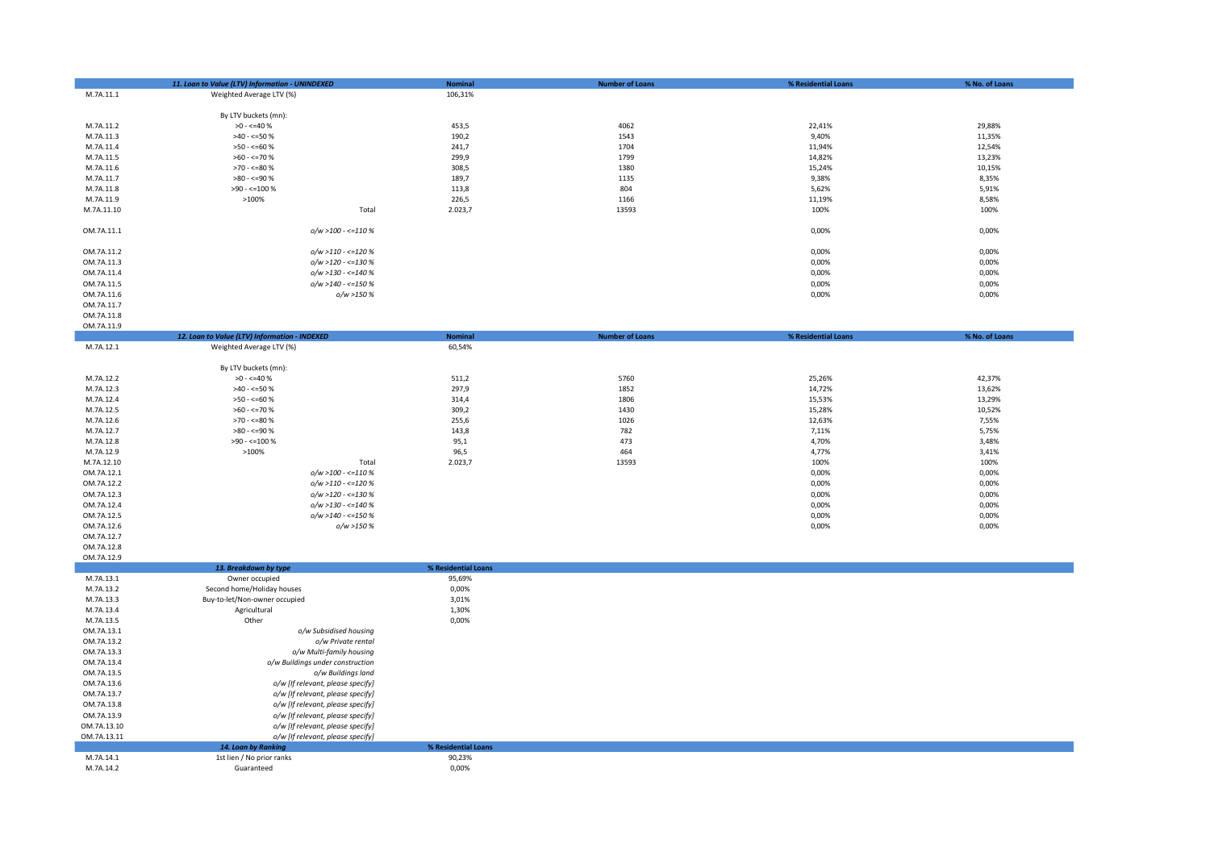| | 11. Loan to Value (LTV) Information - UNINDEXED | Nominal | Number of Loans | % Residential Loans | % No. of Loans |
|---|---|---|---|---|---|
| M.7A.11.1 | Weighted Average LTV (%) | 106,31% | | | |
| | By LTV buckets (mn): | | | | |
| M.7A.11.2 | >0 - <=40 % | 453,5 | 4062 | 22,41% | 29,88% |
| M.7A.11.3 | >40 - <=50 % | 190,2 | 1543 | 9,40% | 11,35% |
| M.7A.11.4 | >50 - <=60 % | 241,7 | 1704 | 11,94% | 12,54% |
| M.7A.11.5 | >60 - <=70 % | 299,9 | 1799 | 14,82% | 13,23% |
| M.7A.11.6 | >70 - <=80 % | 308,5 | 1380 | 15,24% | 10,15% |
| M.7A.11.7 | >80 - <=90 % | 189,7 | 1135 | 9,38% | 8,35% |
| M.7A.11.8 | >90 - <=100 % | 113,8 | 804 | 5,62% | 5,91% |
| M.7A.11.9 | >100% | 226,5 | 1166 | 11,19% | 8,58% |
| M.7A.11.10 | Total | 2.023,7 | 13593 | 100% | 100% |
| OM.7A.11.1 | *o/w >100 - <=110 %* | | | 0,00% | 0,00% |
| OM.7A.11.2 | *o/w >110 - <=120 %* | | | 0,00% | 0,00% |
| OM.7A.11.3 | *o/w >120 - <=130 %* | | | 0,00% | 0,00% |
| OM.7A.11.4 | *o/w >130 - <=140 %* | | | 0,00% | 0,00% |
| OM.7A.11.5 | *o/w >140 - <=150 %* | | | 0,00% | 0,00% |
| OM.7A.11.6 | *o/w >150 %* | | | 0,00% | 0,00% |
| OM.7A.11.7 | | | | | |
| OM.7A.11.8 | | | | | |
| OM.7A.11.9 | | | | | |

| | 12. Loan to Value (LTV) Information - INDEXED | Nominal | Number of Loans | % Residential Loans | % No. of Loans |
|---|---|---|---|---|---|
| M.7A.12.1 | Weighted Average LTV (%) | 60,54% | | | |
| | By LTV buckets (mn): | | | | |
| M.7A.12.2 | >0 - <=40 % | 511,2 | 5760 | 25,26% | 42,37% |
| M.7A.12.3 | >40 - <=50 % | 297,9 | 1852 | 14,72% | 13,62% |
| M.7A.12.4 | >50 - <=60 % | 314,4 | 1806 | 15,53% | 13,29% |
| M.7A.12.5 | >60 - <=70 % | 309,2 | 1430 | 15,28% | 10,52% |
| M.7A.12.6 | >70 - <=80 % | 255,6 | 1026 | 12,63% | 7,55% |
| M.7A.12.7 | >80 - <=90 % | 143,8 | 782 | 7,11% | 5,75% |
| M.7A.12.8 | >90 - <=100 % | 95,1 | 473 | 4,70% | 3,48% |
| M.7A.12.9 | >100% | 96,5 | 464 | 4,77% | 3,41% |
| M.7A.12.10 | Total | 2.023,7 | 13593 | 100% | 100% |
| OM.7A.12.1 | *o/w >100 - <=110 %* | | | 0,00% | 0,00% |
| OM.7A.12.2 | *o/w >110 - <=120 %* | | | 0,00% | 0,00% |
| OM.7A.12.3 | *o/w >120 - <=130 %* | | | 0,00% | 0,00% |
| OM.7A.12.4 | *o/w >130 - <=140 %* | | | 0,00% | 0,00% |
| OM.7A.12.5 | *o/w >140 - <=150 %* | | | 0,00% | 0,00% |
| OM.7A.12.6 | *o/w >150 %* | | | 0,00% | 0,00% |
| OM.7A.12.7 | | | | | |
| OM.7A.12.8 | | | | | |
| OM.7A.12.9 | | | | | |

| | 13. Breakdown by type | % Residential Loans |
|---|---|---|
| M.7A.13.1 | Owner occupied | 95,69% |
| M.7A.13.2 | Second home/Holiday houses | 0,00% |
| M.7A.13.3 | Buy-to-let/Non-owner occupied | 3,01% |
| M.7A.13.4 | Agricultural | 1,30% |
| M.7A.13.5 | Other | 0,00% |
| OM.7A.13.1 | *o/w Subsidised housing* | |
| OM.7A.13.2 | *o/w Private rental* | |
| OM.7A.13.3 | *o/w Multi-family housing* | |
| OM.7A.13.4 | *o/w Buildings under construction* | |
| OM.7A.13.5 | *o/w Buildings land* | |
| OM.7A.13.6 | *o/w [If relevant, please specify]* | |
| OM.7A.13.7 | *o/w [If relevant, please specify]* | |
| OM.7A.13.8 | *o/w [If relevant, please specify]* | |
| OM.7A.13.9 | *o/w [If relevant, please specify]* | |
| OM.7A.13.10 | *o/w [If relevant, please specify]* | |
| OM.7A.13.11 | *o/w [If relevant, please specify]* | |

| | 14. Loan by Ranking | % Residential Loans |
|---|---|---|
| M.7A.14.1 | 1st lien / No prior ranks | 90,23% |
| M.7A.14.2 | Guaranteed | 0,00% |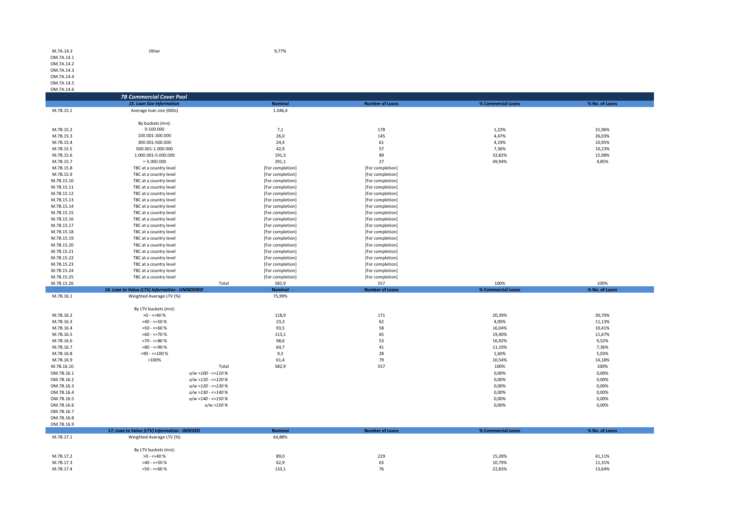| | | | | | |
|---|---|---|---|---|---|
| M.7A.14.3 | Other | 9,77% | | | |
| OM.7A.14.1 | | | | | |
| OM.7A.14.2 | | | | | |
| OM.7A.14.3 | | | | | |
| OM.7A.14.4 | | | | | |
| OM.7A.14.5 | | | | | |
| OM.7A.14.6 | | | | | |

## 7B Commercial Cover Pool

| | 15. Loan Size Information | Nominal | Number of Loans | % Commercial Loans | % No. of Loans |
|---|---|---|---|---|---|
| M.7B.15.1 | Average loan size (000s) | 1.046,4 | | | |
| | By buckets (mn): | | | | |
| M.7B.15.2 | 0-100.000 | 7,1 | 178 | 1,22% | 31,96% |
| M.7B.15.3 | 100.001-300.000 | 26,0 | 145 | 4,47% | 26,03% |
| M.7B.15.4 | 300.001-500.000 | 24,4 | 61 | 4,19% | 10,95% |
| M.7B.15.5 | 500.001-1.000.000 | 42,9 | 57 | 7,36% | 10,23% |
| M.7B.15.6 | 1.000.001-5.000.000 | 191,3 | 89 | 32,82% | 15,98% |
| M.7B.15.7 | > 5.000.000 | 291,1 | 27 | 49,94% | 4,85% |
| M.7B.15.8 | TBC at a country level | [For completion] | [For completion] | | |
| M.7B.15.9 | TBC at a country level | [For completion] | [For completion] | | |
| M.7B.15.10 | TBC at a country level | [For completion] | [For completion] | | |
| M.7B.15.11 | TBC at a country level | [For completion] | [For completion] | | |
| M.7B.15.12 | TBC at a country level | [For completion] | [For completion] | | |
| M.7B.15.13 | TBC at a country level | [For completion] | [For completion] | | |
| M.7B.15.14 | TBC at a country level | [For completion] | [For completion] | | |
| M.7B.15.15 | TBC at a country level | [For completion] | [For completion] | | |
| M.7B.15.16 | TBC at a country level | [For completion] | [For completion] | | |
| M.7B.15.17 | TBC at a country level | [For completion] | [For completion] | | |
| M.7B.15.18 | TBC at a country level | [For completion] | [For completion] | | |
| M.7B.15.19 | TBC at a country level | [For completion] | [For completion] | | |
| M.7B.15.20 | TBC at a country level | [For completion] | [For completion] | | |
| M.7B.15.21 | TBC at a country level | [For completion] | [For completion] | | |
| M.7B.15.22 | TBC at a country level | [For completion] | [For completion] | | |
| M.7B.15.23 | TBC at a country level | [For completion] | [For completion] | | |
| M.7B.15.24 | TBC at a country level | [For completion] | [For completion] | | |
| M.7B.15.25 | TBC at a country level | [For completion] | [For completion] | | |
| M.7B.15.26 | Total | 582,9 | 557 | 100% | 100% |

| | 16. Loan to Value (LTV) Information - UNINDEXED | Nominal | Number of Loans | % Commercial Loans | % No. of Loans |
|---|---|---|---|---|---|
| M.7B.16.1 | Weighted Average LTV (%) | 75,99% | | | |
| | By LTV buckets (mn): | | | | |
| M.7B.16.2 | >0 - <=40 % | 118,9 | 171 | 20,39% | 30,70% |
| M.7B.16.3 | >40 - <=50 % | 23,3 | 62 | 4,00% | 11,13% |
| M.7B.16.4 | >50 - <=60 % | 93,5 | 58 | 16,04% | 10,41% |
| M.7B.16.5 | >60 - <=70 % | 113,1 | 65 | 19,40% | 11,67% |
| M.7B.16.6 | >70 - <=80 % | 98,6 | 53 | 16,92% | 9,52% |
| M.7B.16.7 | >80 - <=90 % | 64,7 | 41 | 11,10% | 7,36% |
| M.7B.16.8 | >90 - <=100 % | 9,3 | 28 | 1,60% | 5,03% |
| M.7B.16.9 | >100% | 61,4 | 79 | 10,54% | 14,18% |
| M.7B.16.10 | Total | 582,9 | 557 | 100% | 100% |
| OM.7B.16.1 | *o/w >100 - <=110 %* | | | 0,00% | 0,00% |
| OM.7B.16.2 | *o/w >110 - <=120 %* | | | 0,00% | 0,00% |
| OM.7B.16.3 | *o/w >120 - <=130 %* | | | 0,00% | 0,00% |
| OM.7B.16.4 | *o/w >130 - <=140 %* | | | 0,00% | 0,00% |
| OM.7B.16.5 | *o/w >140 - <=150 %* | | | 0,00% | 0,00% |
| OM.7B.16.6 | *o/w >150 %* | | | 0,00% | 0,00% |
| OM.7B.16.7 | | | | | |
| OM.7B.16.8 | | | | | |
| OM.7B.16.9 | | | | | |

| | 17. Loan to Value (LTV) Information - INDEXED | Nominal | Number of Loans | % Commercial Loans | % No. of Loans |
|---|---|---|---|---|---|
| M.7B.17.1 | Weighted Average LTV (%) | 64,88% | | | |
| | By LTV buckets (mn): | | | | |
| M.7B.17.2 | >0 - <=40 % | 89,0 | 229 | 15,28% | 41,11% |
| M.7B.17.3 | >40 - <=50 % | 62,9 | 63 | 10,79% | 11,31% |
| M.7B.17.4 | >50 - <=60 % | 133,1 | 76 | 22,83% | 13,64% |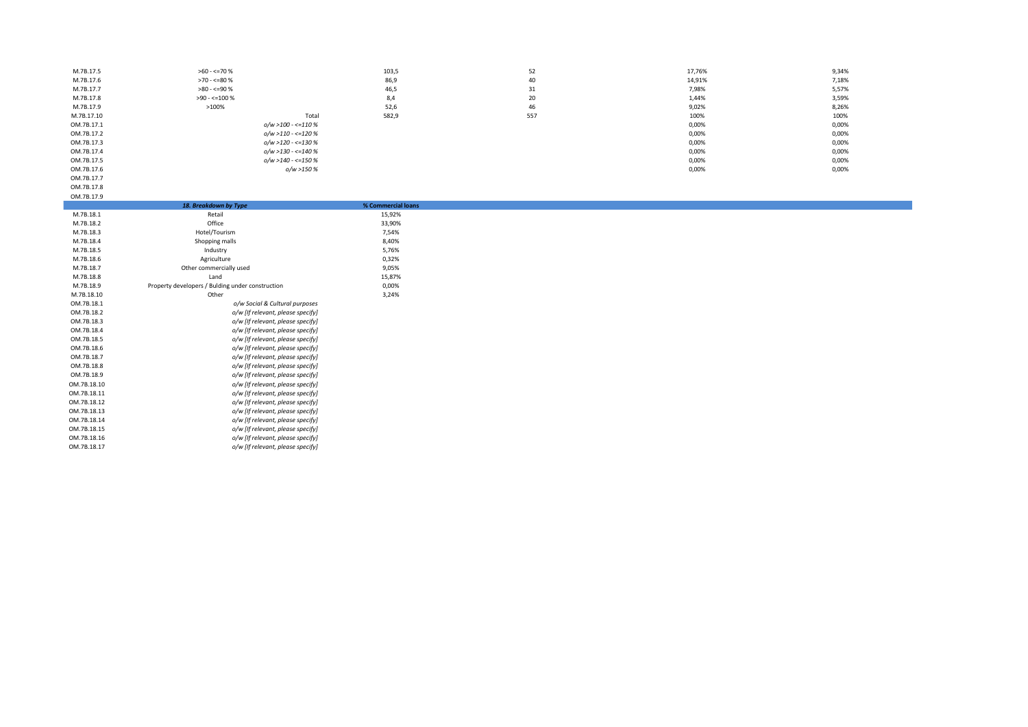| | | | | | |
|---|---|---|---|---|---|
| M.7B.17.5 | >60 - <=70 % | 103,5 | 52 | 17,76% | 9,34% |
| M.7B.17.6 | >70 - <=80 % | 86,9 | 40 | 14,91% | 7,18% |
| M.7B.17.7 | >80 - <=90 % | 46,5 | 31 | 7,98% | 5,57% |
| M.7B.17.8 | >90 - <=100 % | 8,4 | 20 | 1,44% | 3,59% |
| M.7B.17.9 | >100% | 52,6 | 46 | 9,02% | 8,26% |
| M.7B.17.10 | Total | 582,9 | 557 | 100% | 100% |
| OM.7B.17.1 | *o/w >100 - <=110 %* | | | 0,00% | 0,00% |
| OM.7B.17.2 | *o/w >110 - <=120 %* | | | 0,00% | 0,00% |
| OM.7B.17.3 | *o/w >120 - <=130 %* | | | 0,00% | 0,00% |
| OM.7B.17.4 | *o/w >130 - <=140 %* | | | 0,00% | 0,00% |
| OM.7B.17.5 | *o/w >140 - <=150 %* | | | 0,00% | 0,00% |
| OM.7B.17.6 | *o/w >150 %* | | | 0,00% | 0,00% |
| OM.7B.17.7 | | | | | |
| OM.7B.17.8 | | | | | |
| OM.7B.17.9 | | | | | |

| | ***18. Breakdown by Type*** | **% Commercial loans** |
|---|---|---|
| M.7B.18.1 | Retail | 15,92% |
| M.7B.18.2 | Office | 33,90% |
| M.7B.18.3 | Hotel/Tourism | 7,54% |
| M.7B.18.4 | Shopping malls | 8,40% |
| M.7B.18.5 | Industry | 5,76% |
| M.7B.18.6 | Agriculture | 0,32% |
| M.7B.18.7 | Other commercially used | 9,05% |
| M.7B.18.8 | Land | 15,87% |
| M.7B.18.9 | Property developers / Bulding under construction | 0,00% |
| M.7B.18.10 | Other | 3,24% |
| OM.7B.18.1 | *o/w Social & Cultural purposes* | |
| OM.7B.18.2 | *o/w [If relevant, please specify]* | |
| OM.7B.18.3 | *o/w [If relevant, please specify]* | |
| OM.7B.18.4 | *o/w [If relevant, please specify]* | |
| OM.7B.18.5 | *o/w [If relevant, please specify]* | |
| OM.7B.18.6 | *o/w [If relevant, please specify]* | |
| OM.7B.18.7 | *o/w [If relevant, please specify]* | |
| OM.7B.18.8 | *o/w [If relevant, please specify]* | |
| OM.7B.18.9 | *o/w [If relevant, please specify]* | |
| OM.7B.18.10 | *o/w [If relevant, please specify]* | |
| OM.7B.18.11 | *o/w [If relevant, please specify]* | |
| OM.7B.18.12 | *o/w [If relevant, please specify]* | |
| OM.7B.18.13 | *o/w [If relevant, please specify]* | |
| OM.7B.18.14 | *o/w [If relevant, please specify]* | |
| OM.7B.18.15 | *o/w [If relevant, please specify]* | |
| OM.7B.18.16 | *o/w [If relevant, please specify]* | |
| OM.7B.18.17 | *o/w [If relevant, please specify]* | |